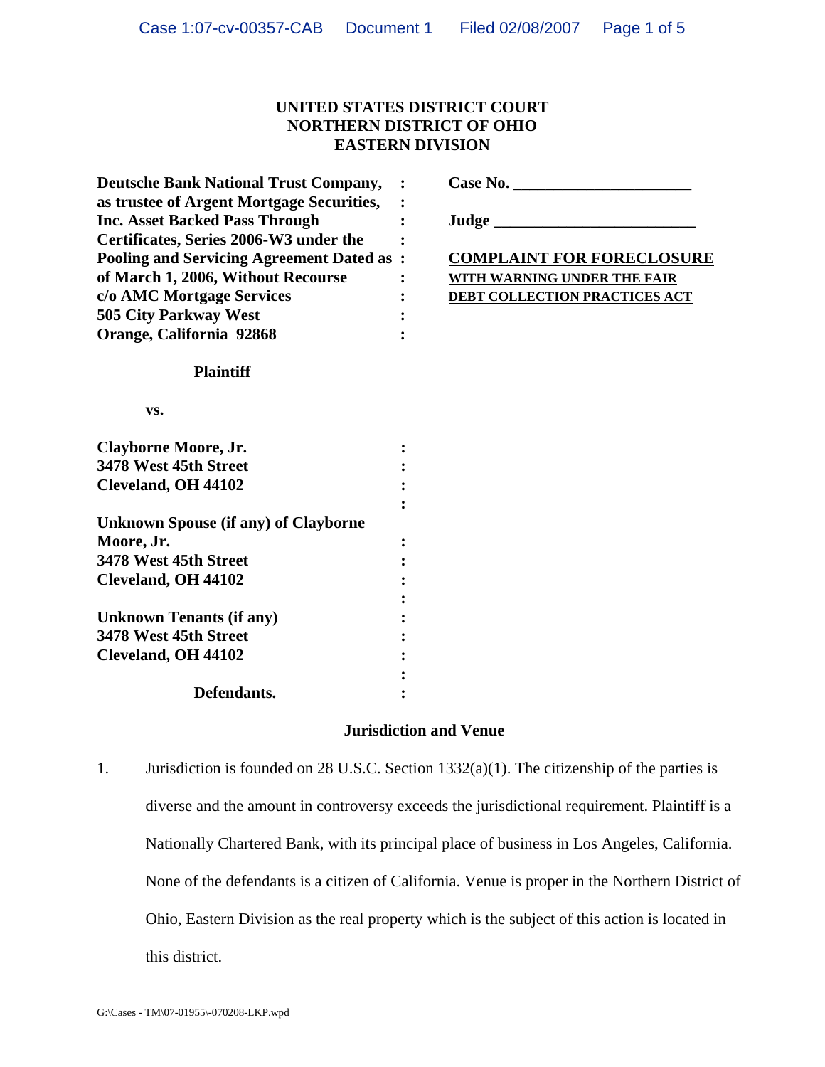# UNITED STATES DISTRICT COURT
# NORTHERN DISTRICT OF OHIO
# EASTERN DIVISION

**Deutsche Bank National Trust Company, as trustee of Argent Mortgage Securities, Inc. Asset Backed Pass Through Certificates, Series 2006-W3 under the Pooling and Servicing Agreement Dated as of March 1, 2006, Without Recourse**
**c/o AMC Mortgage Services**
**505 City Parkway West**
**Orange, California 92868**

**Plaintiff**

**vs.**

**Clayborne Moore, Jr.**
**3478 West 45th Street**
**Cleveland, OH 44102**

**Unknown Spouse (if any) of Clayborne Moore, Jr.**
**3478 West 45th Street**
**Cleveland, OH 44102**

**Unknown Tenants (if any)**
**3478 West 45th Street**
**Cleveland, OH 44102**

**Defendants.**

**Case No. ______________________**

**Judge _________________________**

**COMPLAINT FOR FORECLOSURE**
**WITH WARNING UNDER THE FAIR DEBT COLLECTION PRACTICES ACT**

## Jurisdiction and Venue

1. Jurisdiction is founded on 28 U.S.C. Section 1332(a)(1). The citizenship of the parties is diverse and the amount in controversy exceeds the jurisdictional requirement. Plaintiff is a Nationally Chartered Bank, with its principal place of business in Los Angeles, California. None of the defendants is a citizen of California. Venue is proper in the Northern District of Ohio, Eastern Division as the real property which is the subject of this action is located in this district.

G:\Cases - TM\07-01955\-070208-LKP.wpd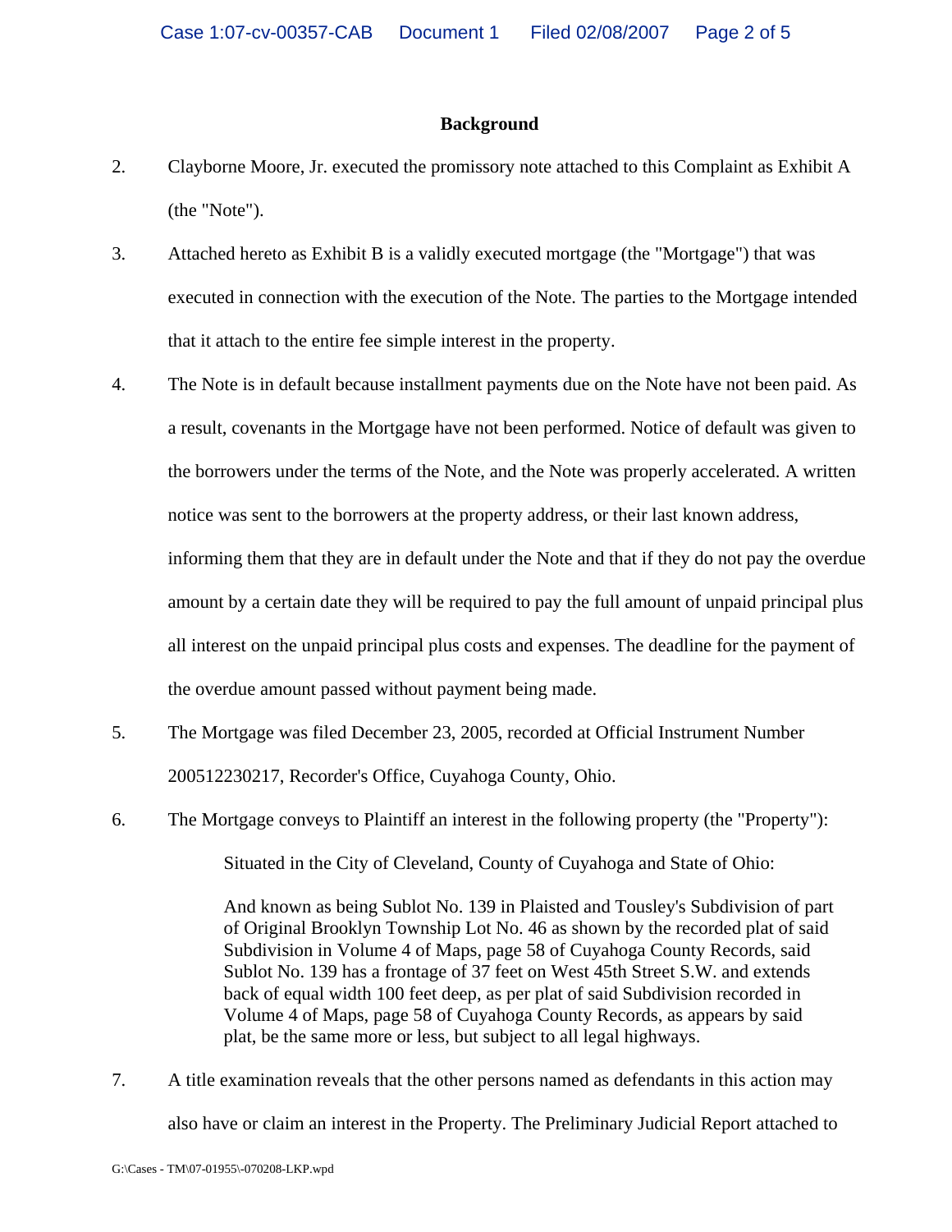## Background

2. Clayborne Moore, Jr. executed the promissory note attached to this Complaint as Exhibit A (the "Note").

3. Attached hereto as Exhibit B is a validly executed mortgage (the "Mortgage") that was executed in connection with the execution of the Note. The parties to the Mortgage intended that it attach to the entire fee simple interest in the property.

4. The Note is in default because installment payments due on the Note have not been paid. As a result, covenants in the Mortgage have not been performed. Notice of default was given to the borrowers under the terms of the Note, and the Note was properly accelerated. A written notice was sent to the borrowers at the property address, or their last known address, informing them that they are in default under the Note and that if they do not pay the overdue amount by a certain date they will be required to pay the full amount of unpaid principal plus all interest on the unpaid principal plus costs and expenses. The deadline for the payment of the overdue amount passed without payment being made.

5. The Mortgage was filed December 23, 2005, recorded at Official Instrument Number 200512230217, Recorder's Office, Cuyahoga County, Ohio.

6. The Mortgage conveys to Plaintiff an interest in the following property (the "Property"):

   > Situated in the City of Cleveland, County of Cuyahoga and State of Ohio:
   >
   > And known as being Sublot No. 139 in Plaisted and Tousley's Subdivision of part of Original Brooklyn Township Lot No. 46 as shown by the recorded plat of said Subdivision in Volume 4 of Maps, page 58 of Cuyahoga County Records, said Sublot No. 139 has a frontage of 37 feet on West 45th Street S.W. and extends back of equal width 100 feet deep, as per plat of said Subdivision recorded in Volume 4 of Maps, page 58 of Cuyahoga County Records, as appears by said plat, be the same more or less, but subject to all legal highways.

7. A title examination reveals that the other persons named as defendants in this action may also have or claim an interest in the Property. The Preliminary Judicial Report attached to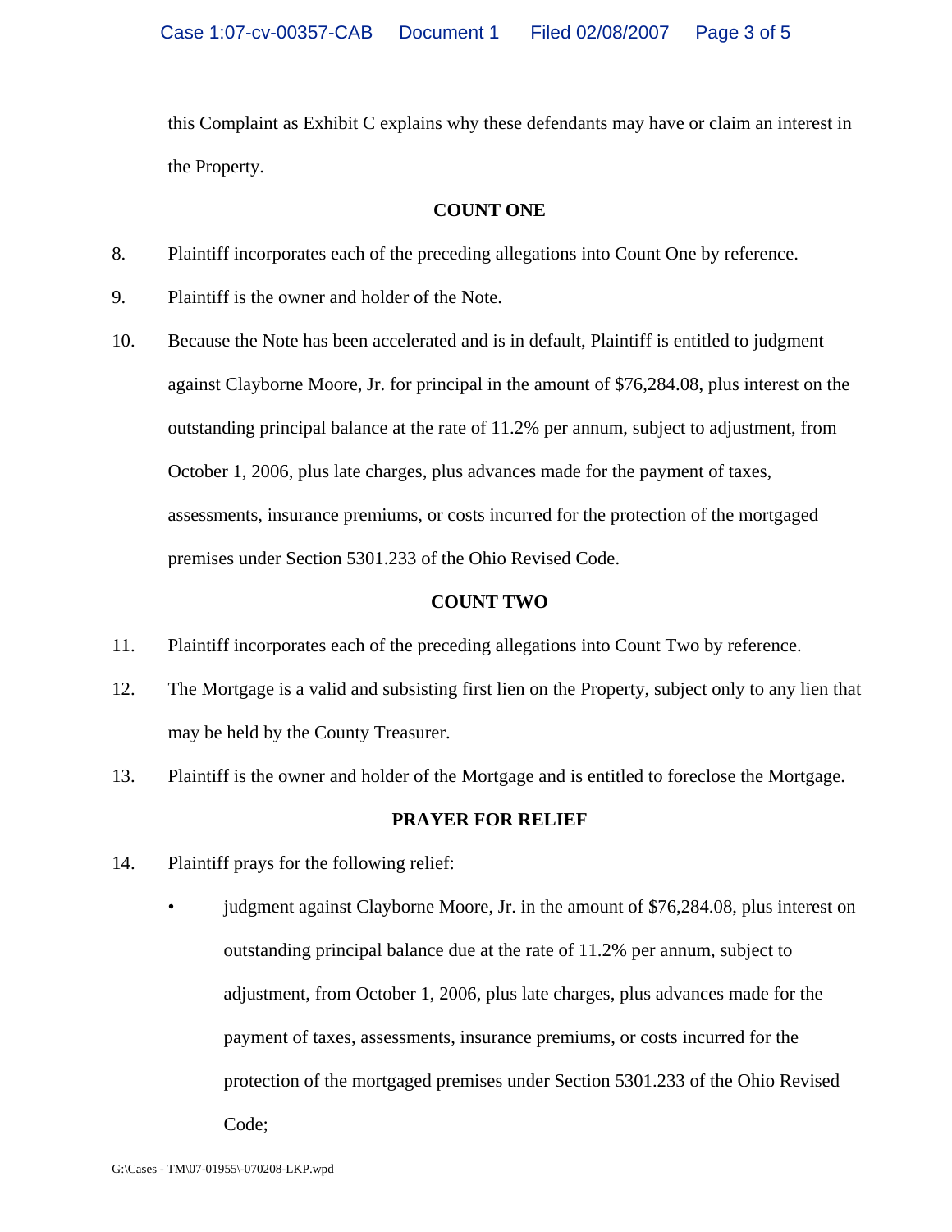this Complaint as Exhibit C explains why these defendants may have or claim an interest in the Property.

## COUNT ONE

8. Plaintiff incorporates each of the preceding allegations into Count One by reference.

9. Plaintiff is the owner and holder of the Note.

10. Because the Note has been accelerated and is in default, Plaintiff is entitled to judgment against Clayborne Moore, Jr. for principal in the amount of $76,284.08, plus interest on the outstanding principal balance at the rate of 11.2% per annum, subject to adjustment, from October 1, 2006, plus late charges, plus advances made for the payment of taxes, assessments, insurance premiums, or costs incurred for the protection of the mortgaged premises under Section 5301.233 of the Ohio Revised Code.

## COUNT TWO

11. Plaintiff incorporates each of the preceding allegations into Count Two by reference.

12. The Mortgage is a valid and subsisting first lien on the Property, subject only to any lien that may be held by the County Treasurer.

13. Plaintiff is the owner and holder of the Mortgage and is entitled to foreclose the Mortgage.

## PRAYER FOR RELIEF

14. Plaintiff prays for the following relief:

    - judgment against Clayborne Moore, Jr. in the amount of $76,284.08, plus interest on outstanding principal balance due at the rate of 11.2% per annum, subject to adjustment, from October 1, 2006, plus late charges, plus advances made for the payment of taxes, assessments, insurance premiums, or costs incurred for the protection of the mortgaged premises under Section 5301.233 of the Ohio Revised Code;

G:\Cases - TM\07-01955\-070208-LKP.wpd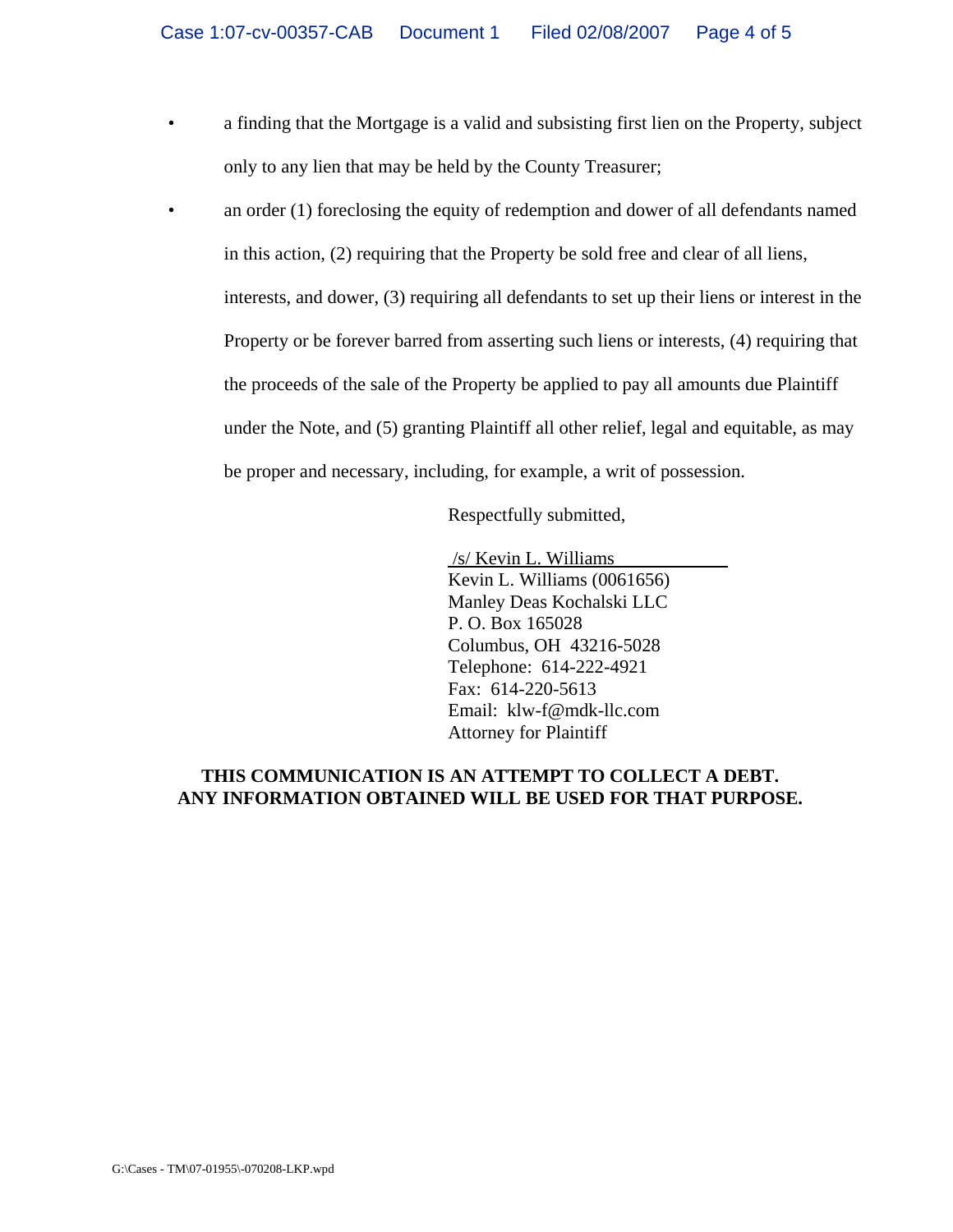- a finding that the Mortgage is a valid and subsisting first lien on the Property, subject only to any lien that may be held by the County Treasurer;
- an order (1) foreclosing the equity of redemption and dower of all defendants named in this action, (2) requiring that the Property be sold free and clear of all liens, interests, and dower, (3) requiring all defendants to set up their liens or interest in the Property or be forever barred from asserting such liens or interests, (4) requiring that the proceeds of the sale of the Property be applied to pay all amounts due Plaintiff under the Note, and (5) granting Plaintiff all other relief, legal and equitable, as may be proper and necessary, including, for example, a writ of possession.

Respectfully submitted,

/s/ Kevin L. Williams
Kevin L. Williams (0061656)
Manley Deas Kochalski LLC
P. O. Box 165028
Columbus, OH 43216-5028
Telephone: 614-222-4921
Fax: 614-220-5613
Email: klw-f@mdk-llc.com
Attorney for Plaintiff

**THIS COMMUNICATION IS AN ATTEMPT TO COLLECT A DEBT.
ANY INFORMATION OBTAINED WILL BE USED FOR THAT PURPOSE.**

G:\Cases - TM\07-01955\-070208-LKP.wpd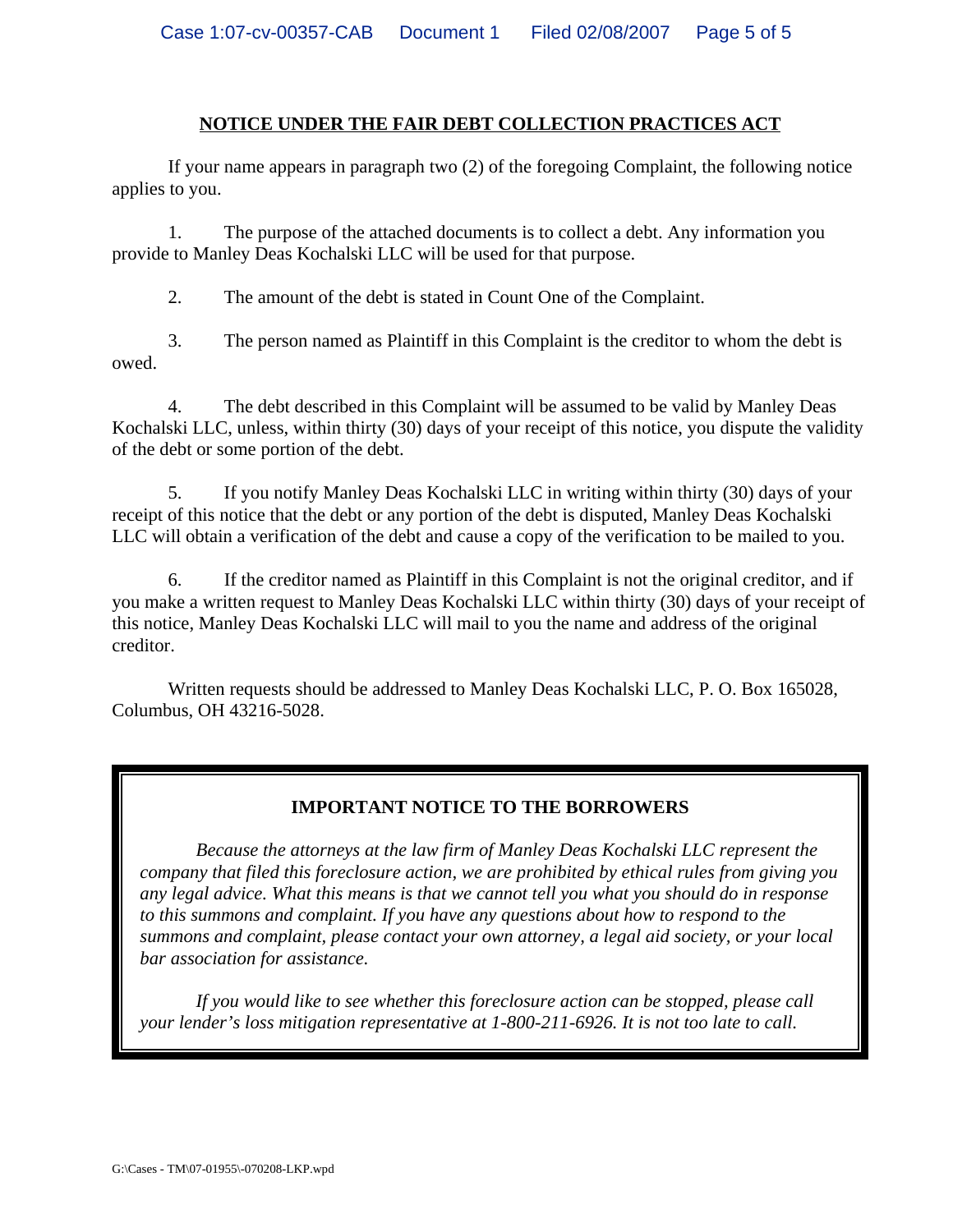## NOTICE UNDER THE FAIR DEBT COLLECTION PRACTICES ACT

If your name appears in paragraph two (2) of the foregoing Complaint, the following notice applies to you.

1. The purpose of the attached documents is to collect a debt. Any information you provide to Manley Deas Kochalski LLC will be used for that purpose.

2. The amount of the debt is stated in Count One of the Complaint.

3. The person named as Plaintiff in this Complaint is the creditor to whom the debt is owed.

4. The debt described in this Complaint will be assumed to be valid by Manley Deas Kochalski LLC, unless, within thirty (30) days of your receipt of this notice, you dispute the validity of the debt or some portion of the debt.

5. If you notify Manley Deas Kochalski LLC in writing within thirty (30) days of your receipt of this notice that the debt or any portion of the debt is disputed, Manley Deas Kochalski LLC will obtain a verification of the debt and cause a copy of the verification to be mailed to you.

6. If the creditor named as Plaintiff in this Complaint is not the original creditor, and if you make a written request to Manley Deas Kochalski LLC within thirty (30) days of your receipt of this notice, Manley Deas Kochalski LLC will mail to you the name and address of the original creditor.

Written requests should be addressed to Manley Deas Kochalski LLC, P. O. Box 165028, Columbus, OH 43216-5028.

**IMPORTANT NOTICE TO THE BORROWERS**

*Because the attorneys at the law firm of Manley Deas Kochalski LLC represent the company that filed this foreclosure action, we are prohibited by ethical rules from giving you any legal advice. What this means is that we cannot tell you what you should do in response to this summons and complaint. If you have any questions about how to respond to the summons and complaint, please contact your own attorney, a legal aid society, or your local bar association for assistance.*

*If you would like to see whether this foreclosure action can be stopped, please call your lender's loss mitigation representative at 1-800-211-6926. It is not too late to call.*

G:\Cases - TM\07-01955\-070208-LKP.wpd